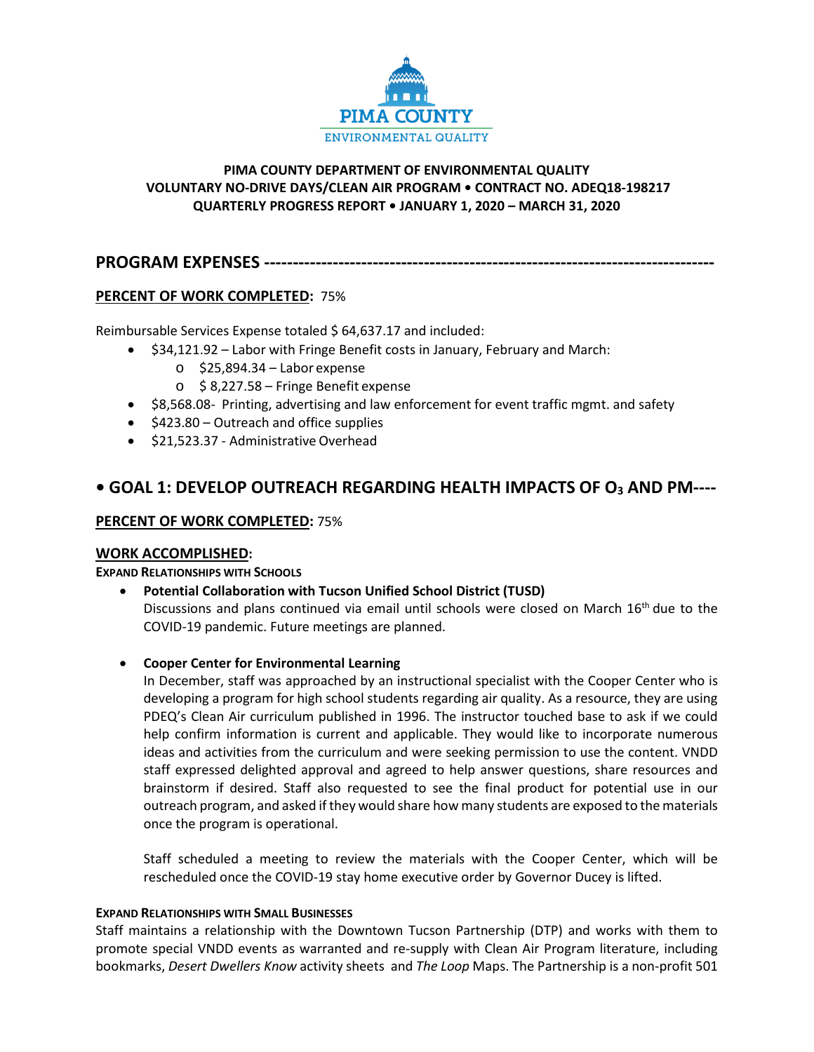PIMA COUNTY
ENVIRONMENTAL QUALITY

**PIMA COUNTY DEPARTMENT OF ENVIRONMENTAL QUALITY**
**VOLUNTARY NO-DRIVE DAYS/CLEAN AIR PROGRAM • CONTRACT NO. ADEQ18-198217**
**QUARTERLY PROGRESS REPORT • JANUARY 1, 2020 – MARCH 31, 2020**

## PROGRAM EXPENSES ----------------------------------------------------------------------------

**PERCENT OF WORK COMPLETED:** 75%

Reimbursable Services Expense totaled $ 64,637.17 and included:

- $34,121.92 – Labor with Fringe Benefit costs in January, February and March:
  - $25,894.34 – Labor expense
  - $ 8,227.58 – Fringe Benefit expense
- $8,568.08- Printing, advertising and law enforcement for event traffic mgmt. and safety
- $423.80 – Outreach and office supplies
- $21,523.37 - Administrative Overhead

## • GOAL 1: DEVELOP OUTREACH REGARDING HEALTH IMPACTS OF $O_3$ AND PM----

**PERCENT OF WORK COMPLETED:** 75%

**WORK ACCOMPLISHED:**

**EXPAND RELATIONSHIPS WITH SCHOOLS**

- **Potential Collaboration with Tucson Unified School District (TUSD)**
  Discussions and plans continued via email until schools were closed on March 16th due to the COVID-19 pandemic. Future meetings are planned.

- **Cooper Center for Environmental Learning**
  In December, staff was approached by an instructional specialist with the Cooper Center who is developing a program for high school students regarding air quality. As a resource, they are using PDEQ's Clean Air curriculum published in 1996. The instructor touched base to ask if we could help confirm information is current and applicable. They would like to incorporate numerous ideas and activities from the curriculum and were seeking permission to use the content. VNDD staff expressed delighted approval and agreed to help answer questions, share resources and brainstorm if desired. Staff also requested to see the final product for potential use in our outreach program, and asked if they would share how many students are exposed to the materials once the program is operational.

  Staff scheduled a meeting to review the materials with the Cooper Center, which will be rescheduled once the COVID-19 stay home executive order by Governor Ducey is lifted.

**EXPAND RELATIONSHIPS WITH SMALL BUSINESSES**

Staff maintains a relationship with the Downtown Tucson Partnership (DTP) and works with them to promote special VNDD events as warranted and re-supply with Clean Air Program literature, including bookmarks, *Desert Dwellers Know* activity sheets and *The Loop* Maps. The Partnership is a non-profit 501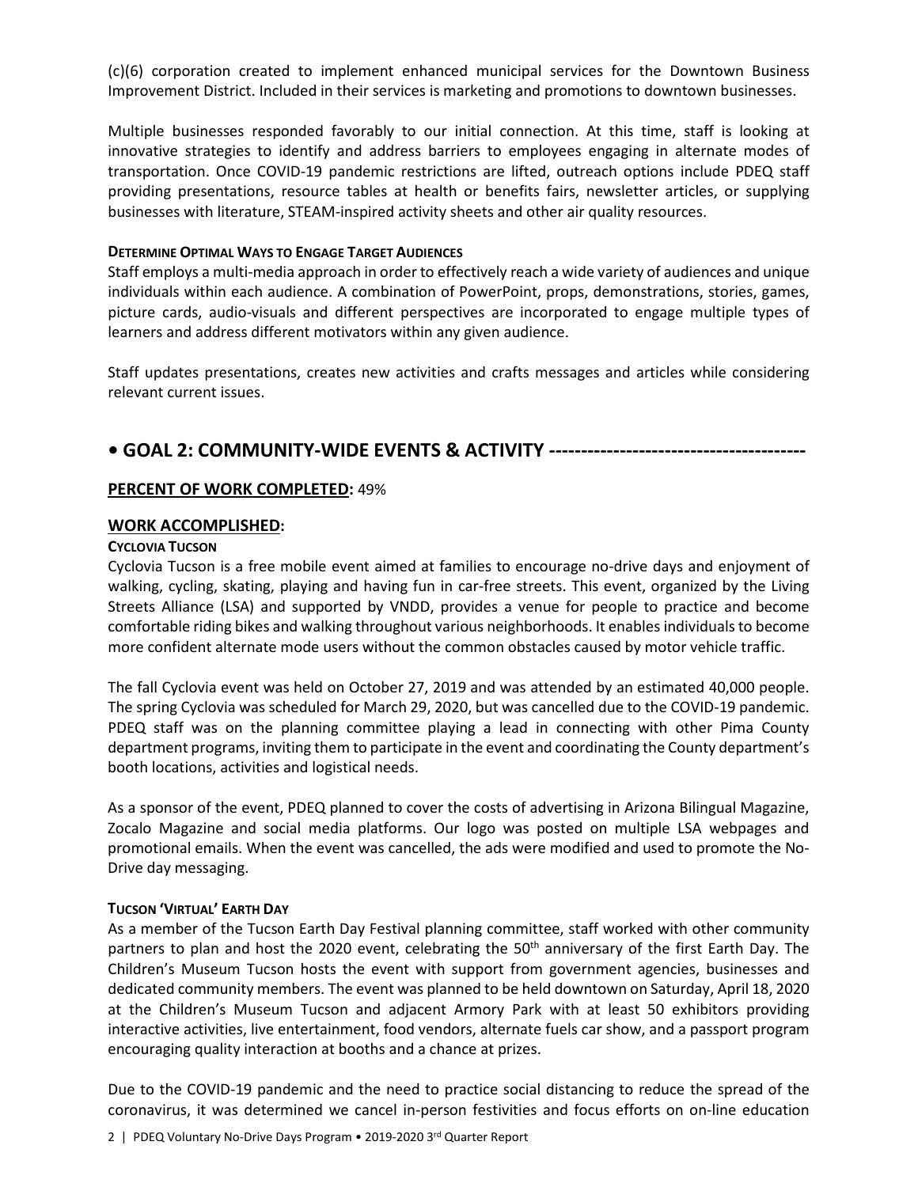(c)(6) corporation created to implement enhanced municipal services for the Downtown Business Improvement District. Included in their services is marketing and promotions to downtown businesses.

Multiple businesses responded favorably to our initial connection. At this time, staff is looking at innovative strategies to identify and address barriers to employees engaging in alternate modes of transportation. Once COVID-19 pandemic restrictions are lifted, outreach options include PDEQ staff providing presentations, resource tables at health or benefits fairs, newsletter articles, or supplying businesses with literature, STEAM-inspired activity sheets and other air quality resources.

#### DETERMINE OPTIMAL WAYS TO ENGAGE TARGET AUDIENCES

Staff employs a multi-media approach in order to effectively reach a wide variety of audiences and unique individuals within each audience. A combination of PowerPoint, props, demonstrations, stories, games, picture cards, audio-visuals and different perspectives are incorporated to engage multiple types of learners and address different motivators within any given audience.

Staff updates presentations, creates new activities and crafts messages and articles while considering relevant current issues.

## • GOAL 2: COMMUNITY-WIDE EVENTS & ACTIVITY ---------------------------------------

**PERCENT OF WORK COMPLETED:** 49%

### WORK ACCOMPLISHED:

#### CYCLOVIA TUCSON

Cyclovia Tucson is a free mobile event aimed at families to encourage no-drive days and enjoyment of walking, cycling, skating, playing and having fun in car-free streets. This event, organized by the Living Streets Alliance (LSA) and supported by VNDD, provides a venue for people to practice and become comfortable riding bikes and walking throughout various neighborhoods. It enables individuals to become more confident alternate mode users without the common obstacles caused by motor vehicle traffic.

The fall Cyclovia event was held on October 27, 2019 and was attended by an estimated 40,000 people. The spring Cyclovia was scheduled for March 29, 2020, but was cancelled due to the COVID-19 pandemic. PDEQ staff was on the planning committee playing a lead in connecting with other Pima County department programs, inviting them to participate in the event and coordinating the County department's booth locations, activities and logistical needs.

As a sponsor of the event, PDEQ planned to cover the costs of advertising in Arizona Bilingual Magazine, Zocalo Magazine and social media platforms. Our logo was posted on multiple LSA webpages and promotional emails. When the event was cancelled, the ads were modified and used to promote the No-Drive day messaging.

#### TUCSON 'VIRTUAL' EARTH DAY

As a member of the Tucson Earth Day Festival planning committee, staff worked with other community partners to plan and host the 2020 event, celebrating the 50th anniversary of the first Earth Day. The Children's Museum Tucson hosts the event with support from government agencies, businesses and dedicated community members. The event was planned to be held downtown on Saturday, April 18, 2020 at the Children's Museum Tucson and adjacent Armory Park with at least 50 exhibitors providing interactive activities, live entertainment, food vendors, alternate fuels car show, and a passport program encouraging quality interaction at booths and a chance at prizes.

Due to the COVID-19 pandemic and the need to practice social distancing to reduce the spread of the coronavirus, it was determined we cancel in-person festivities and focus efforts on on-line education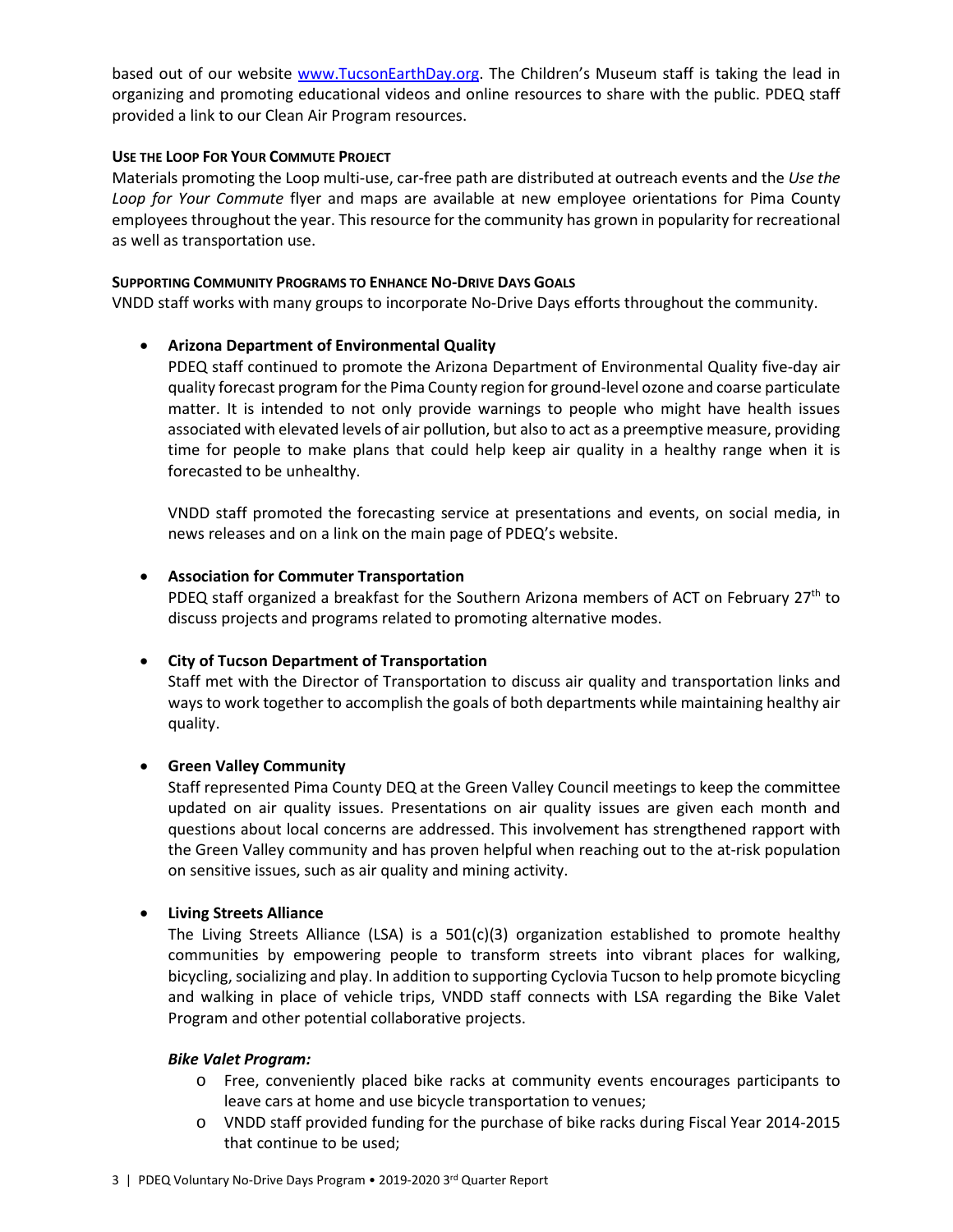based out of our website [www.TucsonEarthDay.org](http://www.TucsonEarthDay.org). The Children's Museum staff is taking the lead in organizing and promoting educational videos and online resources to share with the public. PDEQ staff provided a link to our Clean Air Program resources.

#### USE THE LOOP FOR YOUR COMMUTE PROJECT

Materials promoting the Loop multi-use, car-free path are distributed at outreach events and the *Use the Loop for Your Commute* flyer and maps are available at new employee orientations for Pima County employees throughout the year. This resource for the community has grown in popularity for recreational as well as transportation use.

#### SUPPORTING COMMUNITY PROGRAMS TO ENHANCE NO-DRIVE DAYS GOALS

VNDD staff works with many groups to incorporate No-Drive Days efforts throughout the community.

- **Arizona Department of Environmental Quality**

  PDEQ staff continued to promote the Arizona Department of Environmental Quality five-day air quality forecast program for the Pima County region for ground-level ozone and coarse particulate matter. It is intended to not only provide warnings to people who might have health issues associated with elevated levels of air pollution, but also to act as a preemptive measure, providing time for people to make plans that could help keep air quality in a healthy range when it is forecasted to be unhealthy.

  VNDD staff promoted the forecasting service at presentations and events, on social media, in news releases and on a link on the main page of PDEQ's website.

- **Association for Commuter Transportation**

  PDEQ staff organized a breakfast for the Southern Arizona members of ACT on February 27th to discuss projects and programs related to promoting alternative modes.

- **City of Tucson Department of Transportation**

  Staff met with the Director of Transportation to discuss air quality and transportation links and ways to work together to accomplish the goals of both departments while maintaining healthy air quality.

- **Green Valley Community**

  Staff represented Pima County DEQ at the Green Valley Council meetings to keep the committee updated on air quality issues. Presentations on air quality issues are given each month and questions about local concerns are addressed. This involvement has strengthened rapport with the Green Valley community and has proven helpful when reaching out to the at-risk population on sensitive issues, such as air quality and mining activity.

- **Living Streets Alliance**

  The Living Streets Alliance (LSA) is a 501(c)(3) organization established to promote healthy communities by empowering people to transform streets into vibrant places for walking, bicycling, socializing and play. In addition to supporting Cyclovia Tucson to help promote bicycling and walking in place of vehicle trips, VNDD staff connects with LSA regarding the Bike Valet Program and other potential collaborative projects.

  ***Bike Valet Program:***

  - Free, conveniently placed bike racks at community events encourages participants to leave cars at home and use bicycle transportation to venues;
  - VNDD staff provided funding for the purchase of bike racks during Fiscal Year 2014-2015 that continue to be used;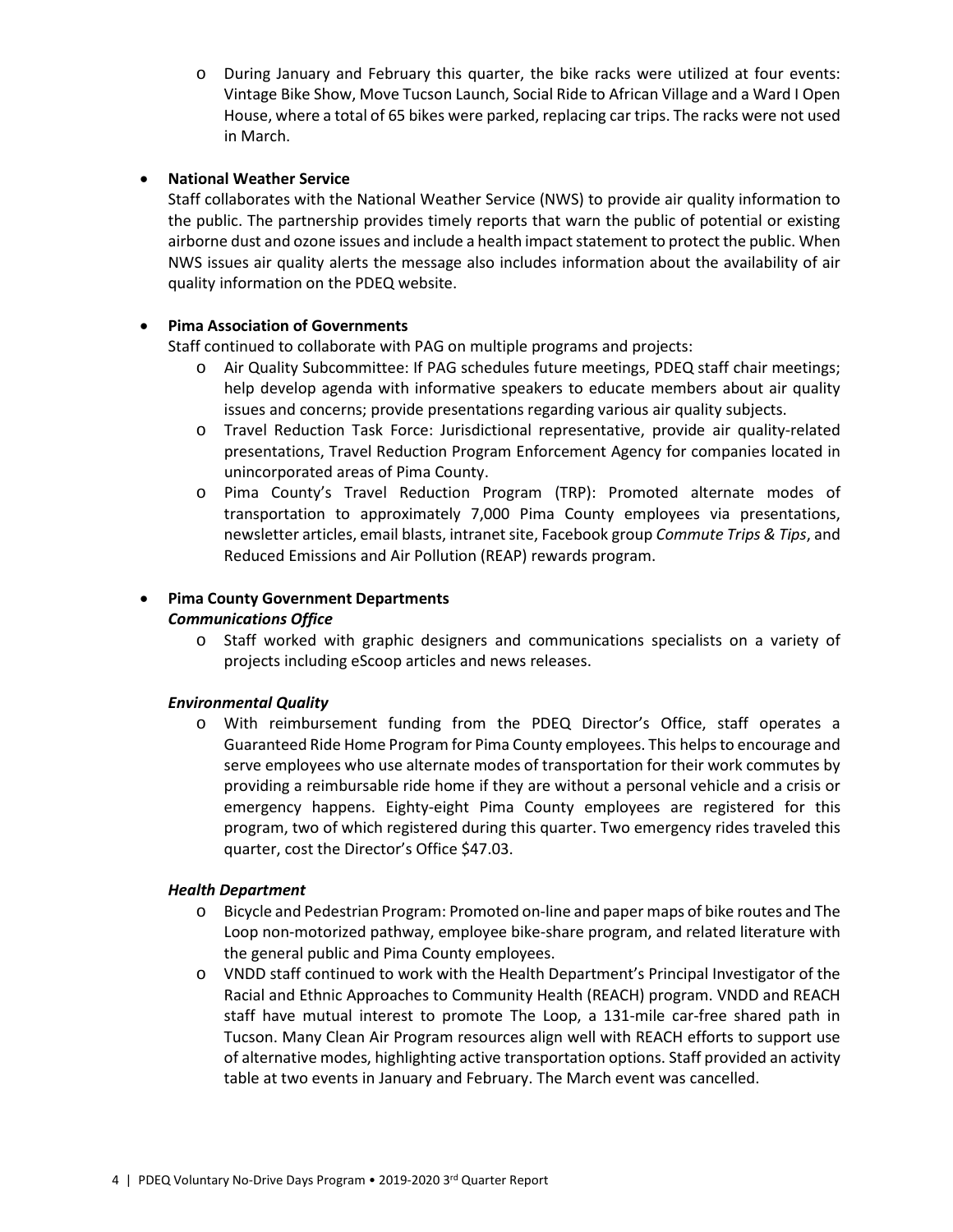- During January and February this quarter, the bike racks were utilized at four events: Vintage Bike Show, Move Tucson Launch, Social Ride to African Village and a Ward I Open House, where a total of 65 bikes were parked, replacing car trips. The racks were not used in March.

- **National Weather Service**

  Staff collaborates with the National Weather Service (NWS) to provide air quality information to the public. The partnership provides timely reports that warn the public of potential or existing airborne dust and ozone issues and include a health impact statement to protect the public. When NWS issues air quality alerts the message also includes information about the availability of air quality information on the PDEQ website.

- **Pima Association of Governments**

  Staff continued to collaborate with PAG on multiple programs and projects:
  - Air Quality Subcommittee: If PAG schedules future meetings, PDEQ staff chair meetings; help develop agenda with informative speakers to educate members about air quality issues and concerns; provide presentations regarding various air quality subjects.
  - Travel Reduction Task Force: Jurisdictional representative, provide air quality-related presentations, Travel Reduction Program Enforcement Agency for companies located in unincorporated areas of Pima County.
  - Pima County's Travel Reduction Program (TRP): Promoted alternate modes of transportation to approximately 7,000 Pima County employees via presentations, newsletter articles, email blasts, intranet site, Facebook group *Commute Trips & Tips*, and Reduced Emissions and Air Pollution (REAP) rewards program.

- **Pima County Government Departments**

  ***Communications Office***
  - Staff worked with graphic designers and communications specialists on a variety of projects including eScoop articles and news releases.

  ***Environmental Quality***
  - With reimbursement funding from the PDEQ Director's Office, staff operates a Guaranteed Ride Home Program for Pima County employees. This helps to encourage and serve employees who use alternate modes of transportation for their work commutes by providing a reimbursable ride home if they are without a personal vehicle and a crisis or emergency happens. Eighty-eight Pima County employees are registered for this program, two of which registered during this quarter. Two emergency rides traveled this quarter, cost the Director's Office $47.03.

  ***Health Department***
  - Bicycle and Pedestrian Program: Promoted on-line and paper maps of bike routes and The Loop non-motorized pathway, employee bike-share program, and related literature with the general public and Pima County employees.
  - VNDD staff continued to work with the Health Department's Principal Investigator of the Racial and Ethnic Approaches to Community Health (REACH) program. VNDD and REACH staff have mutual interest to promote The Loop, a 131-mile car-free shared path in Tucson. Many Clean Air Program resources align well with REACH efforts to support use of alternative modes, highlighting active transportation options. Staff provided an activity table at two events in January and February. The March event was cancelled.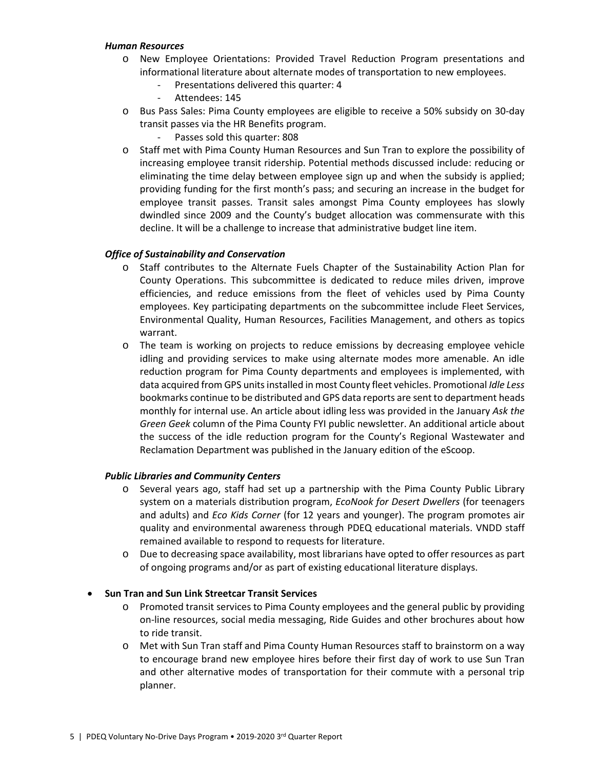***Human Resources***

- New Employee Orientations: Provided Travel Reduction Program presentations and informational literature about alternate modes of transportation to new employees.
  - Presentations delivered this quarter: 4
  - Attendees: 145
- Bus Pass Sales: Pima County employees are eligible to receive a 50% subsidy on 30-day transit passes via the HR Benefits program.
  - Passes sold this quarter: 808
- Staff met with Pima County Human Resources and Sun Tran to explore the possibility of increasing employee transit ridership. Potential methods discussed include: reducing or eliminating the time delay between employee sign up and when the subsidy is applied; providing funding for the first month's pass; and securing an increase in the budget for employee transit passes. Transit sales amongst Pima County employees has slowly dwindled since 2009 and the County's budget allocation was commensurate with this decline. It will be a challenge to increase that administrative budget line item.

***Office of Sustainability and Conservation***

- Staff contributes to the Alternate Fuels Chapter of the Sustainability Action Plan for County Operations. This subcommittee is dedicated to reduce miles driven, improve efficiencies, and reduce emissions from the fleet of vehicles used by Pima County employees. Key participating departments on the subcommittee include Fleet Services, Environmental Quality, Human Resources, Facilities Management, and others as topics warrant.
- The team is working on projects to reduce emissions by decreasing employee vehicle idling and providing services to make using alternate modes more amenable. An idle reduction program for Pima County departments and employees is implemented, with data acquired from GPS units installed in most County fleet vehicles. Promotional *Idle Less* bookmarks continue to be distributed and GPS data reports are sent to department heads monthly for internal use. An article about idling less was provided in the January *Ask the Green Geek* column of the Pima County FYI public newsletter. An additional article about the success of the idle reduction program for the County's Regional Wastewater and Reclamation Department was published in the January edition of the eScoop.

***Public Libraries and Community Centers***

- Several years ago, staff had set up a partnership with the Pima County Public Library system on a materials distribution program, *EcoNook for Desert Dwellers* (for teenagers and adults) and *Eco Kids Corner* (for 12 years and younger). The program promotes air quality and environmental awareness through PDEQ educational materials. VNDD staff remained available to respond to requests for literature.
- Due to decreasing space availability, most librarians have opted to offer resources as part of ongoing programs and/or as part of existing educational literature displays.

- **Sun Tran and Sun Link Streetcar Transit Services**
  - Promoted transit services to Pima County employees and the general public by providing on-line resources, social media messaging, Ride Guides and other brochures about how to ride transit.
  - Met with Sun Tran staff and Pima County Human Resources staff to brainstorm on a way to encourage brand new employee hires before their first day of work to use Sun Tran and other alternative modes of transportation for their commute with a personal trip planner.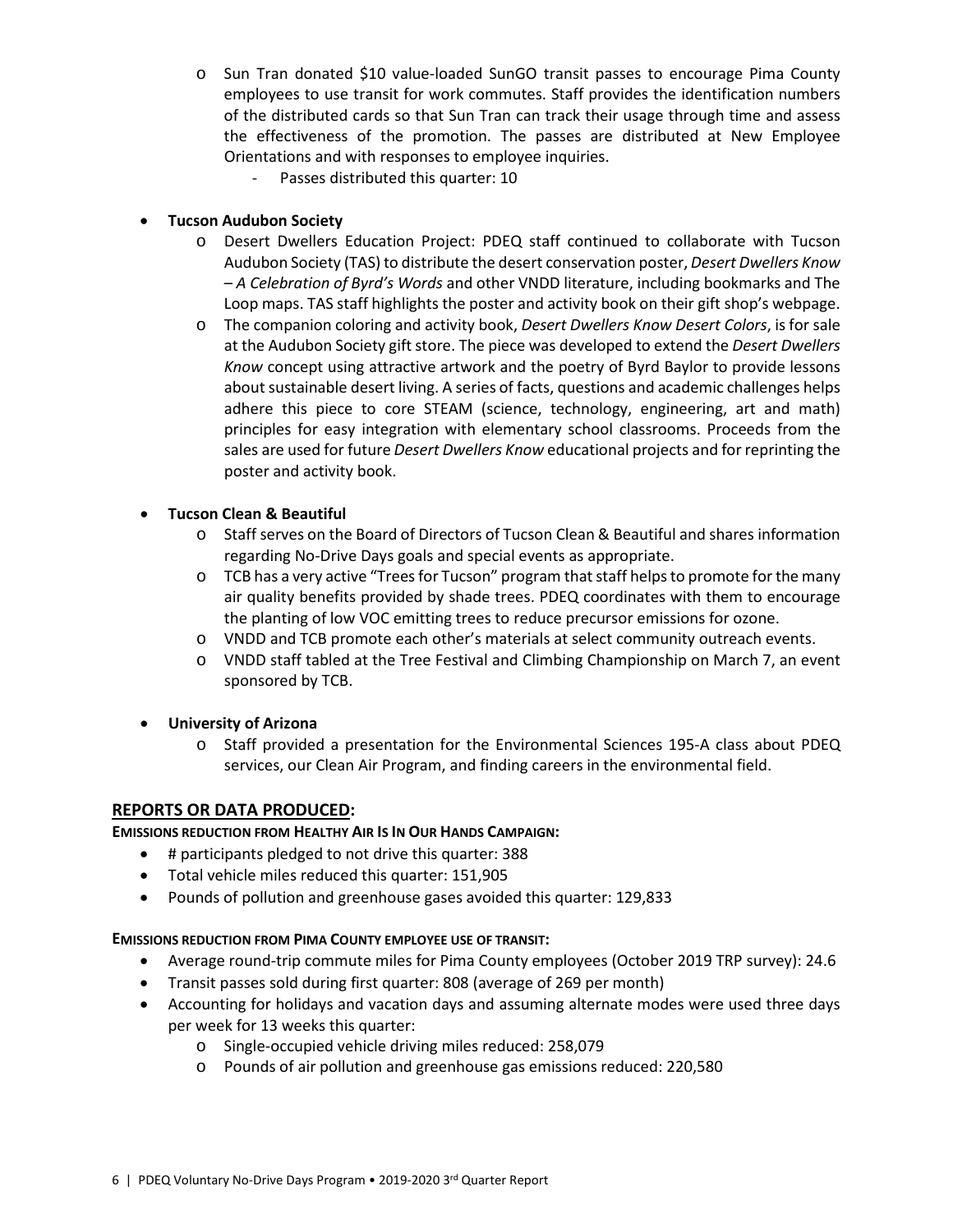- Sun Tran donated $10 value-loaded SunGO transit passes to encourage Pima County employees to use transit for work commutes. Staff provides the identification numbers of the distributed cards so that Sun Tran can track their usage through time and assess the effectiveness of the promotion. The passes are distributed at New Employee Orientations and with responses to employee inquiries.
    - Passes distributed this quarter: 10

- **Tucson Audubon Society**
  - Desert Dwellers Education Project: PDEQ staff continued to collaborate with Tucson Audubon Society (TAS) to distribute the desert conservation poster, *Desert Dwellers Know – A Celebration of Byrd's Words* and other VNDD literature, including bookmarks and The Loop maps. TAS staff highlights the poster and activity book on their gift shop's webpage.
  - The companion coloring and activity book, *Desert Dwellers Know Desert Colors*, is for sale at the Audubon Society gift store. The piece was developed to extend the *Desert Dwellers Know* concept using attractive artwork and the poetry of Byrd Baylor to provide lessons about sustainable desert living. A series of facts, questions and academic challenges helps adhere this piece to core STEAM (science, technology, engineering, art and math) principles for easy integration with elementary school classrooms. Proceeds from the sales are used for future *Desert Dwellers Know* educational projects and for reprinting the poster and activity book.

- **Tucson Clean & Beautiful**
  - Staff serves on the Board of Directors of Tucson Clean & Beautiful and shares information regarding No-Drive Days goals and special events as appropriate.
  - TCB has a very active "Trees for Tucson" program that staff helps to promote for the many air quality benefits provided by shade trees. PDEQ coordinates with them to encourage the planting of low VOC emitting trees to reduce precursor emissions for ozone.
  - VNDD and TCB promote each other's materials at select community outreach events.
  - VNDD staff tabled at the Tree Festival and Climbing Championship on March 7, an event sponsored by TCB.

- **University of Arizona**
  - Staff provided a presentation for the Environmental Sciences 195-A class about PDEQ services, our Clean Air Program, and finding careers in the environmental field.

## REPORTS OR DATA PRODUCED:

**EMISSIONS REDUCTION FROM HEALTHY AIR IS IN OUR HANDS CAMPAIGN:**

- # participants pledged to not drive this quarter: 388
- Total vehicle miles reduced this quarter: 151,905
- Pounds of pollution and greenhouse gases avoided this quarter: 129,833

**EMISSIONS REDUCTION FROM PIMA COUNTY EMPLOYEE USE OF TRANSIT:**

- Average round-trip commute miles for Pima County employees (October 2019 TRP survey): 24.6
- Transit passes sold during first quarter: 808 (average of 269 per month)
- Accounting for holidays and vacation days and assuming alternate modes were used three days per week for 13 weeks this quarter:
  - Single-occupied vehicle driving miles reduced: 258,079
  - Pounds of air pollution and greenhouse gas emissions reduced: 220,580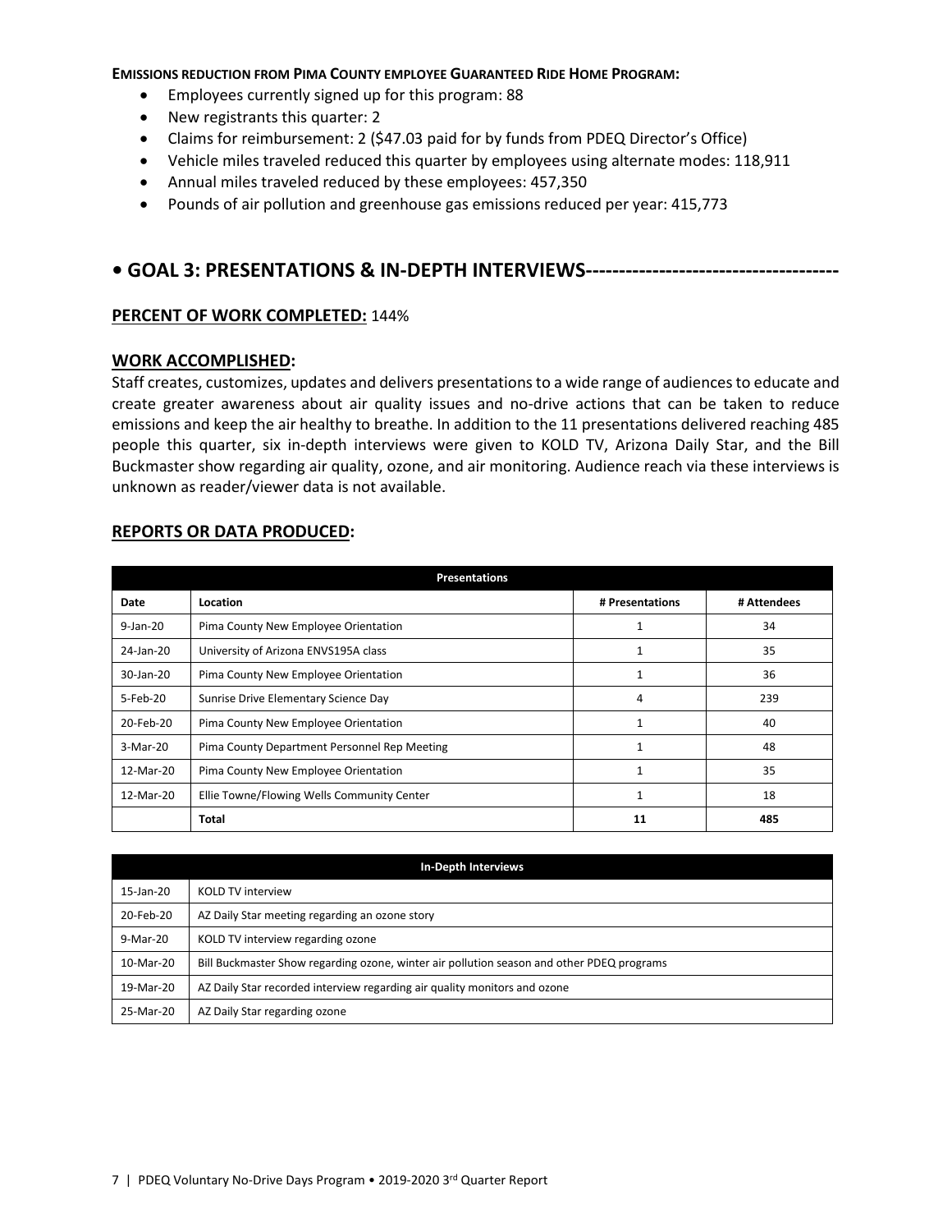**EMISSIONS REDUCTION FROM PIMA COUNTY EMPLOYEE GUARANTEED RIDE HOME PROGRAM:**

- Employees currently signed up for this program: 88
- New registrants this quarter: 2
- Claims for reimbursement: 2 ($47.03 paid for by funds from PDEQ Director's Office)
- Vehicle miles traveled reduced this quarter by employees using alternate modes: 118,911
- Annual miles traveled reduced by these employees: 457,350
- Pounds of air pollution and greenhouse gas emissions reduced per year: 415,773

## • GOAL 3: PRESENTATIONS & IN-DEPTH INTERVIEWS-------------------------------------

**PERCENT OF WORK COMPLETED:** 144%

**WORK ACCOMPLISHED:**

Staff creates, customizes, updates and delivers presentations to a wide range of audiences to educate and create greater awareness about air quality issues and no-drive actions that can be taken to reduce emissions and keep the air healthy to breathe. In addition to the 11 presentations delivered reaching 485 people this quarter, six in-depth interviews were given to KOLD TV, Arizona Daily Star, and the Bill Buckmaster show regarding air quality, ozone, and air monitoring. Audience reach via these interviews is unknown as reader/viewer data is not available.

**REPORTS OR DATA PRODUCED:**

| Presentations | | | |
|---|---|---|---|
| **Date** | **Location** | **# Presentations** | **# Attendees** |
| 9-Jan-20 | Pima County New Employee Orientation | 1 | 34 |
| 24-Jan-20 | University of Arizona ENVS195A class | 1 | 35 |
| 30-Jan-20 | Pima County New Employee Orientation | 1 | 36 |
| 5-Feb-20 | Sunrise Drive Elementary Science Day | 4 | 239 |
| 20-Feb-20 | Pima County New Employee Orientation | 1 | 40 |
| 3-Mar-20 | Pima County Department Personnel Rep Meeting | 1 | 48 |
| 12-Mar-20 | Pima County New Employee Orientation | 1 | 35 |
| 12-Mar-20 | Ellie Towne/Flowing Wells Community Center | 1 | 18 |
| | **Total** | **11** | **485** |

| In-Depth Interviews | |
|---|---|
| 15-Jan-20 | KOLD TV interview |
| 20-Feb-20 | AZ Daily Star meeting regarding an ozone story |
| 9-Mar-20 | KOLD TV interview regarding ozone |
| 10-Mar-20 | Bill Buckmaster Show regarding ozone, winter air pollution season and other PDEQ programs |
| 19-Mar-20 | AZ Daily Star recorded interview regarding air quality monitors and ozone |
| 25-Mar-20 | AZ Daily Star regarding ozone |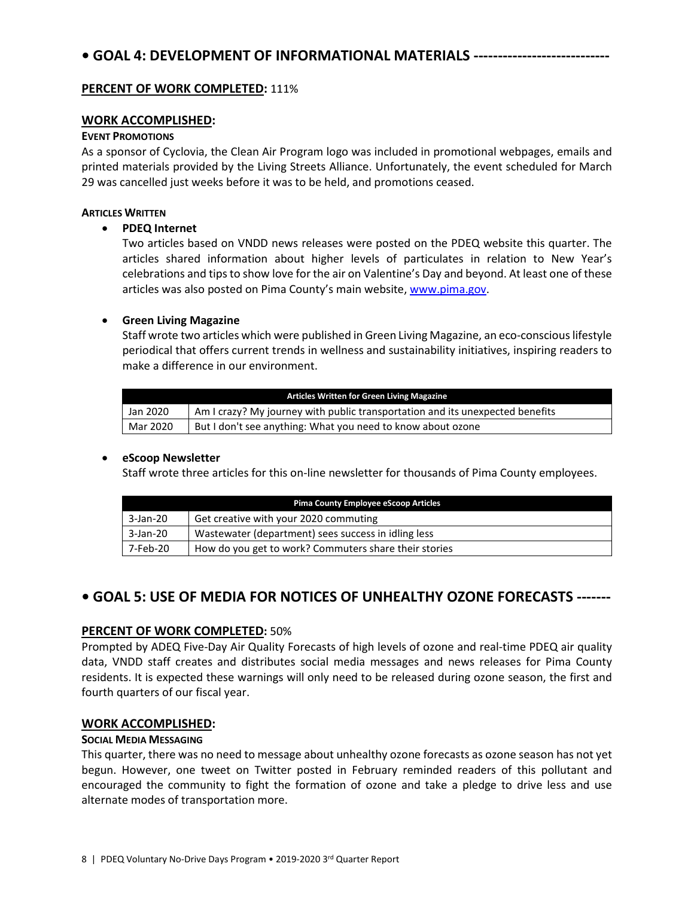## • GOAL 4: DEVELOPMENT OF INFORMATIONAL MATERIALS ----------------------------

**PERCENT OF WORK COMPLETED:** 111%

**WORK ACCOMPLISHED:**

**EVENT PROMOTIONS**

As a sponsor of Cyclovia, the Clean Air Program logo was included in promotional webpages, emails and printed materials provided by the Living Streets Alliance. Unfortunately, the event scheduled for March 29 was cancelled just weeks before it was to be held, and promotions ceased.

**ARTICLES WRITTEN**

- **PDEQ Internet**

  Two articles based on VNDD news releases were posted on the PDEQ website this quarter. The articles shared information about higher levels of particulates in relation to New Year's celebrations and tips to show love for the air on Valentine's Day and beyond. At least one of these articles was also posted on Pima County's main website, www.pima.gov.

- **Green Living Magazine**

  Staff wrote two articles which were published in Green Living Magazine, an eco-conscious lifestyle periodical that offers current trends in wellness and sustainability initiatives, inspiring readers to make a difference in our environment.

| Articles Written for Green Living Magazine | |
|---|---|
| Jan 2020 | Am I crazy? My journey with public transportation and its unexpected benefits |
| Mar 2020 | But I don't see anything: What you need to know about ozone |

- **eScoop Newsletter**

  Staff wrote three articles for this on-line newsletter for thousands of Pima County employees.

| Pima County Employee eScoop Articles | |
|---|---|
| 3-Jan-20 | Get creative with your 2020 commuting |
| 3-Jan-20 | Wastewater (department) sees success in idling less |
| 7-Feb-20 | How do you get to work? Commuters share their stories |

## • GOAL 5: USE OF MEDIA FOR NOTICES OF UNHEALTHY OZONE FORECASTS -------

**PERCENT OF WORK COMPLETED:** 50%

Prompted by ADEQ Five-Day Air Quality Forecasts of high levels of ozone and real-time PDEQ air quality data, VNDD staff creates and distributes social media messages and news releases for Pima County residents. It is expected these warnings will only need to be released during ozone season, the first and fourth quarters of our fiscal year.

**WORK ACCOMPLISHED:**

**SOCIAL MEDIA MESSAGING**

This quarter, there was no need to message about unhealthy ozone forecasts as ozone season has not yet begun. However, one tweet on Twitter posted in February reminded readers of this pollutant and encouraged the community to fight the formation of ozone and take a pledge to drive less and use alternate modes of transportation more.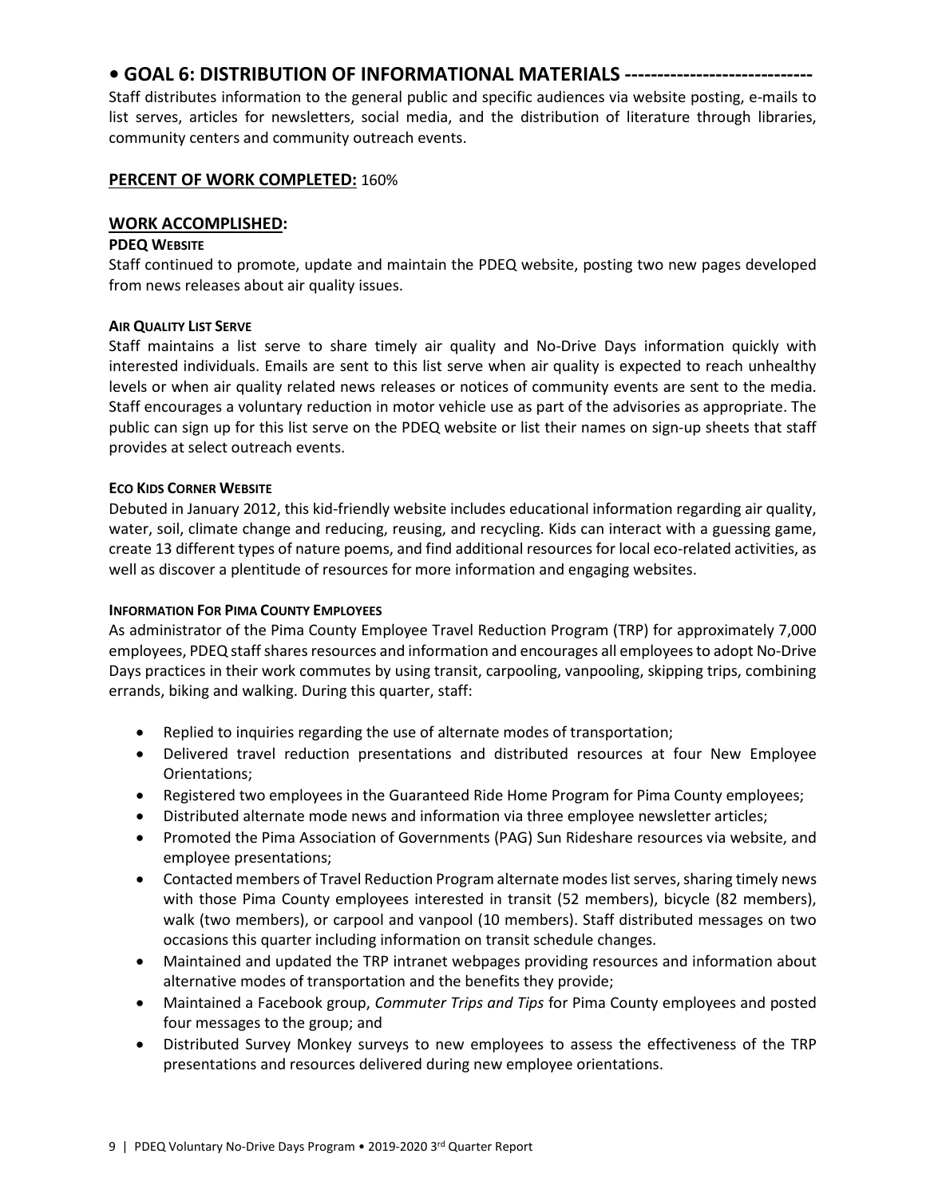## • GOAL 6: DISTRIBUTION OF INFORMATIONAL MATERIALS ----------------------------

Staff distributes information to the general public and specific audiences via website posting, e-mails to list serves, articles for newsletters, social media, and the distribution of literature through libraries, community centers and community outreach events.

**PERCENT OF WORK COMPLETED:** 160%

**WORK ACCOMPLISHED:**

#### PDEQ WEBSITE

Staff continued to promote, update and maintain the PDEQ website, posting two new pages developed from news releases about air quality issues.

#### AIR QUALITY LIST SERVE

Staff maintains a list serve to share timely air quality and No-Drive Days information quickly with interested individuals. Emails are sent to this list serve when air quality is expected to reach unhealthy levels or when air quality related news releases or notices of community events are sent to the media. Staff encourages a voluntary reduction in motor vehicle use as part of the advisories as appropriate. The public can sign up for this list serve on the PDEQ website or list their names on sign-up sheets that staff provides at select outreach events.

#### ECO KIDS CORNER WEBSITE

Debuted in January 2012, this kid-friendly website includes educational information regarding air quality, water, soil, climate change and reducing, reusing, and recycling. Kids can interact with a guessing game, create 13 different types of nature poems, and find additional resources for local eco-related activities, as well as discover a plentitude of resources for more information and engaging websites.

#### INFORMATION FOR PIMA COUNTY EMPLOYEES

As administrator of the Pima County Employee Travel Reduction Program (TRP) for approximately 7,000 employees, PDEQ staff shares resources and information and encourages all employees to adopt No-Drive Days practices in their work commutes by using transit, carpooling, vanpooling, skipping trips, combining errands, biking and walking. During this quarter, staff:

- Replied to inquiries regarding the use of alternate modes of transportation;
- Delivered travel reduction presentations and distributed resources at four New Employee Orientations;
- Registered two employees in the Guaranteed Ride Home Program for Pima County employees;
- Distributed alternate mode news and information via three employee newsletter articles;
- Promoted the Pima Association of Governments (PAG) Sun Rideshare resources via website, and employee presentations;
- Contacted members of Travel Reduction Program alternate modes list serves, sharing timely news with those Pima County employees interested in transit (52 members), bicycle (82 members), walk (two members), or carpool and vanpool (10 members). Staff distributed messages on two occasions this quarter including information on transit schedule changes.
- Maintained and updated the TRP intranet webpages providing resources and information about alternative modes of transportation and the benefits they provide;
- Maintained a Facebook group, *Commuter Trips and Tips* for Pima County employees and posted four messages to the group; and
- Distributed Survey Monkey surveys to new employees to assess the effectiveness of the TRP presentations and resources delivered during new employee orientations.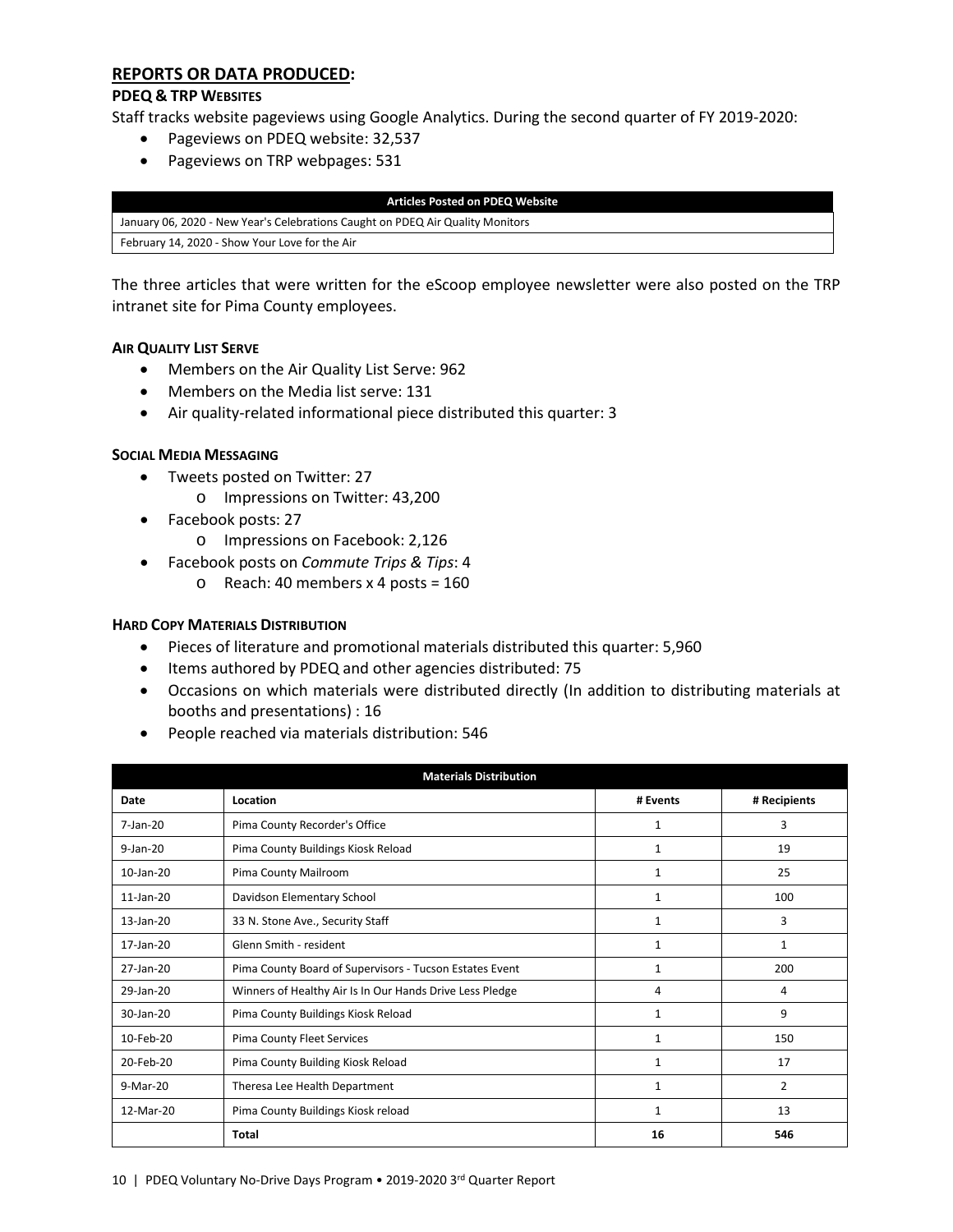## REPORTS OR DATA PRODUCED:

### PDEQ & TRP WEBSITES

Staff tracks website pageviews using Google Analytics. During the second quarter of FY 2019-2020:

- Pageviews on PDEQ website: 32,537
- Pageviews on TRP webpages: 531

| Articles Posted on PDEQ Website |
| --- |
| January 06, 2020 - New Year's Celebrations Caught on PDEQ Air Quality Monitors |
| February 14, 2020 - Show Your Love for the Air |

The three articles that were written for the eScoop employee newsletter were also posted on the TRP intranet site for Pima County employees.

### AIR QUALITY LIST SERVE

- Members on the Air Quality List Serve: 962
- Members on the Media list serve: 131
- Air quality-related informational piece distributed this quarter: 3

### SOCIAL MEDIA MESSAGING

- Tweets posted on Twitter: 27
  - Impressions on Twitter: 43,200
- Facebook posts: 27
  - Impressions on Facebook: 2,126
- Facebook posts on *Commute Trips & Tips*: 4
  - Reach: 40 members x 4 posts = 160

### HARD COPY MATERIALS DISTRIBUTION

- Pieces of literature and promotional materials distributed this quarter: 5,960
- Items authored by PDEQ and other agencies distributed: 75
- Occasions on which materials were distributed directly (In addition to distributing materials at booths and presentations) : 16
- People reached via materials distribution: 546

| Materials Distribution | | | |
| --- | --- | --- | --- |
| **Date** | **Location** | **# Events** | **# Recipients** |
| 7-Jan-20 | Pima County Recorder's Office | 1 | 3 |
| 9-Jan-20 | Pima County Buildings Kiosk Reload | 1 | 19 |
| 10-Jan-20 | Pima County Mailroom | 1 | 25 |
| 11-Jan-20 | Davidson Elementary School | 1 | 100 |
| 13-Jan-20 | 33 N. Stone Ave., Security Staff | 1 | 3 |
| 17-Jan-20 | Glenn Smith - resident | 1 | 1 |
| 27-Jan-20 | Pima County Board of Supervisors - Tucson Estates Event | 1 | 200 |
| 29-Jan-20 | Winners of Healthy Air Is In Our Hands Drive Less Pledge | 4 | 4 |
| 30-Jan-20 | Pima County Buildings Kiosk Reload | 1 | 9 |
| 10-Feb-20 | Pima County Fleet Services | 1 | 150 |
| 20-Feb-20 | Pima County Building Kiosk Reload | 1 | 17 |
| 9-Mar-20 | Theresa Lee Health Department | 1 | 2 |
| 12-Mar-20 | Pima County Buildings Kiosk reload | 1 | 13 |
| | **Total** | **16** | **546** |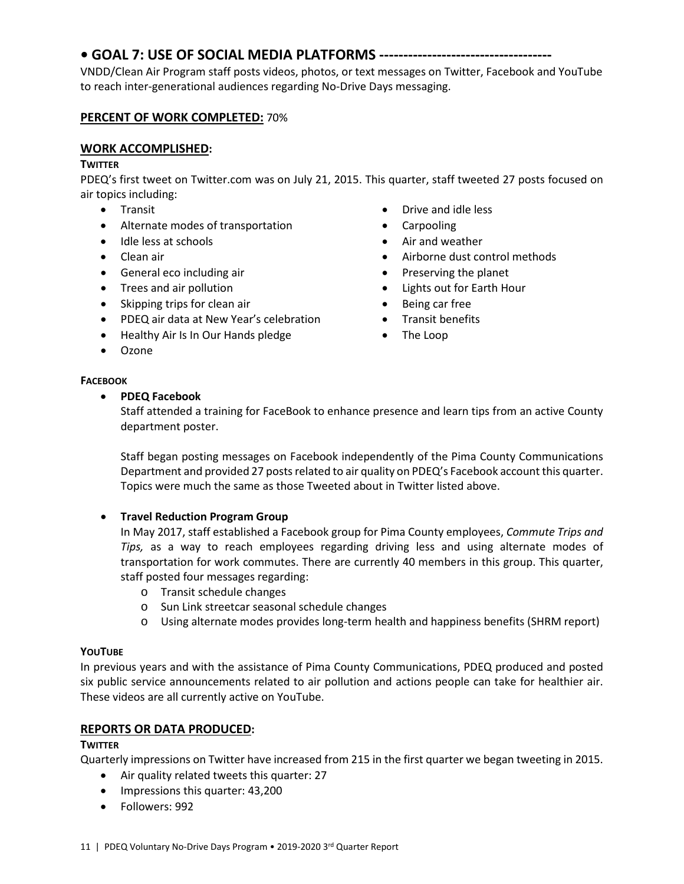## • GOAL 7: USE OF SOCIAL MEDIA PLATFORMS -----------------------------------

VNDD/Clean Air Program staff posts videos, photos, or text messages on Twitter, Facebook and YouTube to reach inter-generational audiences regarding No-Drive Days messaging.

**PERCENT OF WORK COMPLETED:** 70%

### WORK ACCOMPLISHED:

**TWITTER**

PDEQ's first tweet on Twitter.com was on July 21, 2015. This quarter, staff tweeted 27 posts focused on air topics including:

- Transit
- Alternate modes of transportation
- Idle less at schools
- Clean air
- General eco including air
- Trees and air pollution
- Skipping trips for clean air
- PDEQ air data at New Year's celebration
- Healthy Air Is In Our Hands pledge
- Ozone
- Drive and idle less
- Carpooling
- Air and weather
- Airborne dust control methods
- Preserving the planet
- Lights out for Earth Hour
- Being car free
- Transit benefits
- The Loop

**FACEBOOK**

- **PDEQ Facebook**

  Staff attended a training for FaceBook to enhance presence and learn tips from an active County department poster.

  Staff began posting messages on Facebook independently of the Pima County Communications Department and provided 27 posts related to air quality on PDEQ's Facebook account this quarter. Topics were much the same as those Tweeted about in Twitter listed above.

- **Travel Reduction Program Group**

  In May 2017, staff established a Facebook group for Pima County employees, *Commute Trips and Tips,* as a way to reach employees regarding driving less and using alternate modes of transportation for work commutes. There are currently 40 members in this group. This quarter, staff posted four messages regarding:
  - Transit schedule changes
  - Sun Link streetcar seasonal schedule changes
  - Using alternate modes provides long-term health and happiness benefits (SHRM report)

**YOUTUBE**

In previous years and with the assistance of Pima County Communications, PDEQ produced and posted six public service announcements related to air pollution and actions people can take for healthier air. These videos are all currently active on YouTube.

### REPORTS OR DATA PRODUCED:

**TWITTER**

Quarterly impressions on Twitter have increased from 215 in the first quarter we began tweeting in 2015.

- Air quality related tweets this quarter: 27
- Impressions this quarter: 43,200
- Followers: 992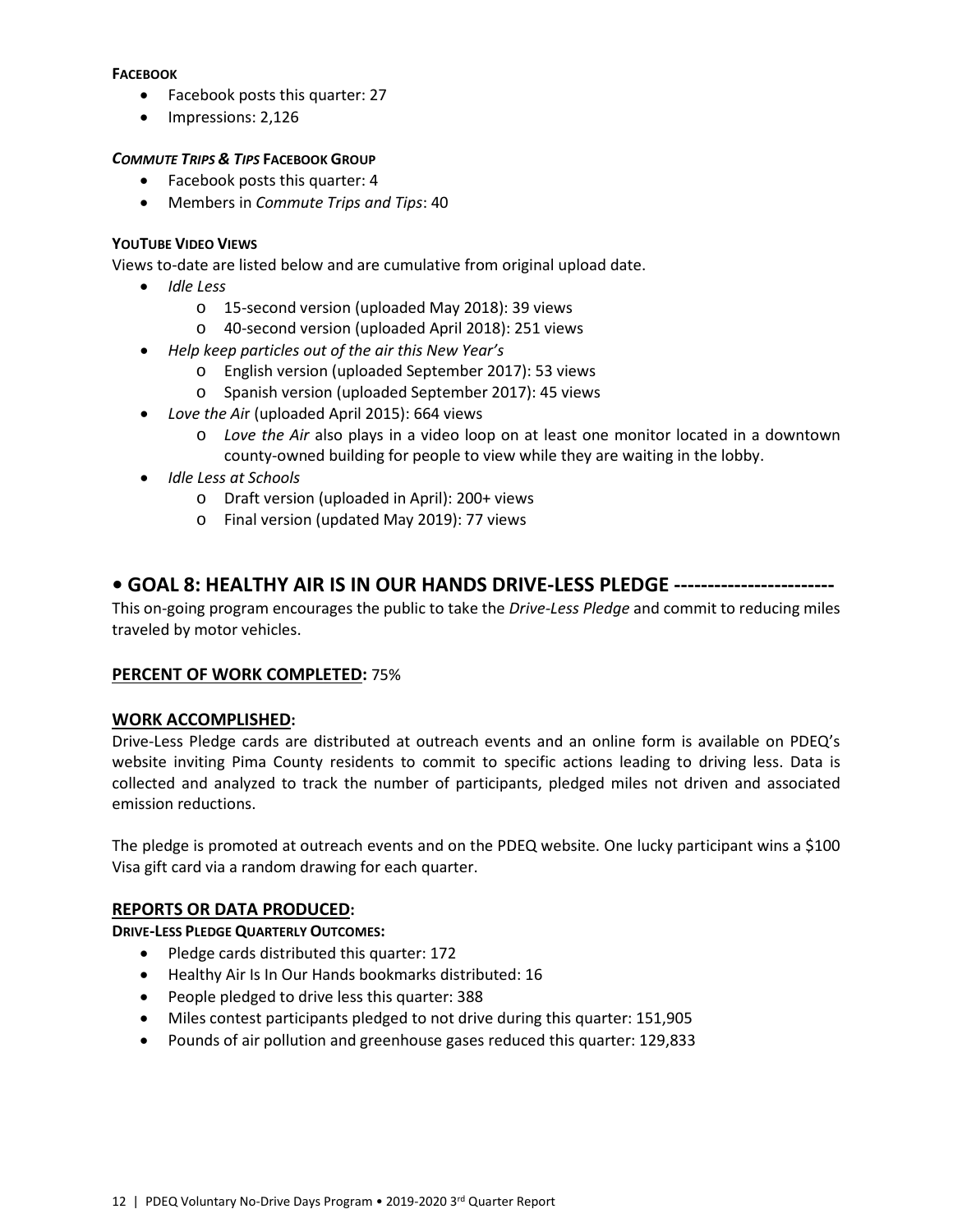**FACEBOOK**

- Facebook posts this quarter: 27
- Impressions: 2,126

***COMMUTE TRIPS & TIPS* FACEBOOK GROUP**

- Facebook posts this quarter: 4
- Members in *Commute Trips and Tips*: 40

**YOUTUBE VIDEO VIEWS**

Views to-date are listed below and are cumulative from original upload date.

- *Idle Less*
  - 15-second version (uploaded May 2018): 39 views
  - 40-second version (uploaded April 2018): 251 views
- *Help keep particles out of the air this New Year's*
  - English version (uploaded September 2017): 53 views
  - Spanish version (uploaded September 2017): 45 views
- *Love the Air* (uploaded April 2015): 664 views
  - *Love the Air* also plays in a video loop on at least one monitor located in a downtown county-owned building for people to view while they are waiting in the lobby.
- *Idle Less at Schools*
  - Draft version (uploaded in April): 200+ views
  - Final version (updated May 2019): 77 views

## • GOAL 8: HEALTHY AIR IS IN OUR HANDS DRIVE-LESS PLEDGE ------------------------

This on-going program encourages the public to take the *Drive-Less Pledge* and commit to reducing miles traveled by motor vehicles.

### PERCENT OF WORK COMPLETED: 75%

### WORK ACCOMPLISHED:

Drive-Less Pledge cards are distributed at outreach events and an online form is available on PDEQ's website inviting Pima County residents to commit to specific actions leading to driving less. Data is collected and analyzed to track the number of participants, pledged miles not driven and associated emission reductions.

The pledge is promoted at outreach events and on the PDEQ website. One lucky participant wins a $100 Visa gift card via a random drawing for each quarter.

### REPORTS OR DATA PRODUCED:

**DRIVE-LESS PLEDGE QUARTERLY OUTCOMES:**

- Pledge cards distributed this quarter: 172
- Healthy Air Is In Our Hands bookmarks distributed: 16
- People pledged to drive less this quarter: 388
- Miles contest participants pledged to not drive during this quarter: 151,905
- Pounds of air pollution and greenhouse gases reduced this quarter: 129,833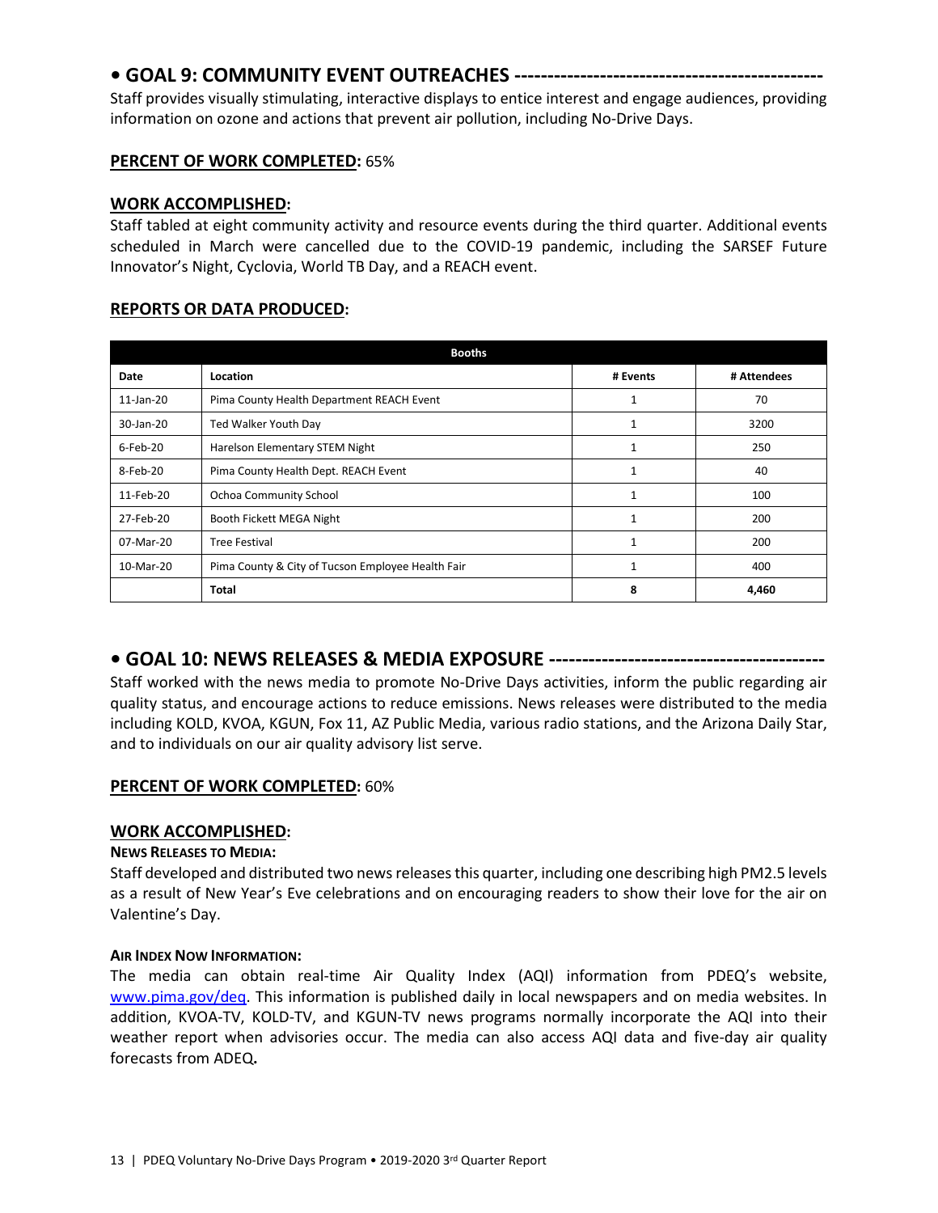## • GOAL 9: COMMUNITY EVENT OUTREACHES ----------------------------------------------

Staff provides visually stimulating, interactive displays to entice interest and engage audiences, providing information on ozone and actions that prevent air pollution, including No-Drive Days.

**PERCENT OF WORK COMPLETED:** 65%

**WORK ACCOMPLISHED:**

Staff tabled at eight community activity and resource events during the third quarter. Additional events scheduled in March were cancelled due to the COVID-19 pandemic, including the SARSEF Future Innovator's Night, Cyclovia, World TB Day, and a REACH event.

**REPORTS OR DATA PRODUCED:**

| Booths | | | |
|---|---|---|---|
| **Date** | **Location** | **# Events** | **# Attendees** |
| 11-Jan-20 | Pima County Health Department REACH Event | 1 | 70 |
| 30-Jan-20 | Ted Walker Youth Day | 1 | 3200 |
| 6-Feb-20 | Harelson Elementary STEM Night | 1 | 250 |
| 8-Feb-20 | Pima County Health Dept. REACH Event | 1 | 40 |
| 11-Feb-20 | Ochoa Community School | 1 | 100 |
| 27-Feb-20 | Booth Fickett MEGA Night | 1 | 200 |
| 07-Mar-20 | Tree Festival | 1 | 200 |
| 10-Mar-20 | Pima County & City of Tucson Employee Health Fair | 1 | 400 |
| | **Total** | **8** | **4,460** |

## • GOAL 10: NEWS RELEASES & MEDIA EXPOSURE -----------------------------------------

Staff worked with the news media to promote No-Drive Days activities, inform the public regarding air quality status, and encourage actions to reduce emissions. News releases were distributed to the media including KOLD, KVOA, KGUN, Fox 11, AZ Public Media, various radio stations, and the Arizona Daily Star, and to individuals on our air quality advisory list serve.

**PERCENT OF WORK COMPLETED:** 60%

**WORK ACCOMPLISHED:**

**NEWS RELEASES TO MEDIA:**

Staff developed and distributed two news releases this quarter, including one describing high PM2.5 levels as a result of New Year's Eve celebrations and on encouraging readers to show their love for the air on Valentine's Day.

**AIR INDEX NOW INFORMATION:**

The media can obtain real-time Air Quality Index (AQI) information from PDEQ's website, www.pima.gov/deq. This information is published daily in local newspapers and on media websites. In addition, KVOA-TV, KOLD-TV, and KGUN-TV news programs normally incorporate the AQI into their weather report when advisories occur. The media can also access AQI data and five-day air quality forecasts from ADEQ.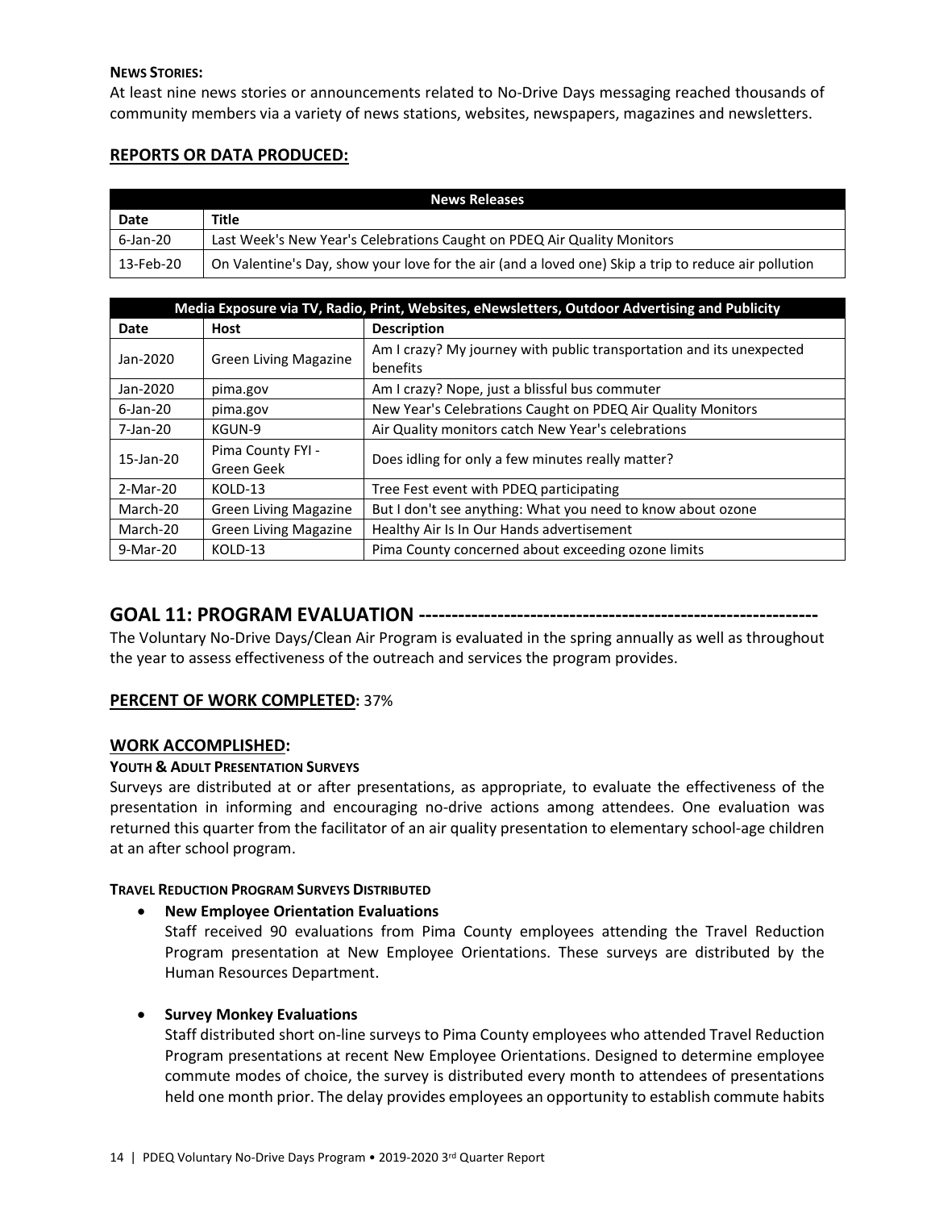**NEWS STORIES:**

At least nine news stories or announcements related to No-Drive Days messaging reached thousands of community members via a variety of news stations, websites, newspapers, magazines and newsletters.

## REPORTS OR DATA PRODUCED:

| News Releases | |
|---|---|
| **Date** | **Title** |
| 6-Jan-20 | Last Week's New Year's Celebrations Caught on PDEQ Air Quality Monitors |
| 13-Feb-20 | On Valentine's Day, show your love for the air (and a loved one) Skip a trip to reduce air pollution |

| Media Exposure via TV, Radio, Print, Websites, eNewsletters, Outdoor Advertising and Publicity | | |
|---|---|---|
| **Date** | **Host** | **Description** |
| Jan-2020 | Green Living Magazine | Am I crazy? My journey with public transportation and its unexpected benefits |
| Jan-2020 | pima.gov | Am I crazy? Nope, just a blissful bus commuter |
| 6-Jan-20 | pima.gov | New Year's Celebrations Caught on PDEQ Air Quality Monitors |
| 7-Jan-20 | KGUN-9 | Air Quality monitors catch New Year's celebrations |
| 15-Jan-20 | Pima County FYI - Green Geek | Does idling for only a few minutes really matter? |
| 2-Mar-20 | KOLD-13 | Tree Fest event with PDEQ participating |
| March-20 | Green Living Magazine | But I don't see anything: What you need to know about ozone |
| March-20 | Green Living Magazine | Healthy Air Is In Our Hands advertisement |
| 9-Mar-20 | KOLD-13 | Pima County concerned about exceeding ozone limits |

# GOAL 11: PROGRAM EVALUATION ------------------------------------------------------------

The Voluntary No-Drive Days/Clean Air Program is evaluated in the spring annually as well as throughout the year to assess effectiveness of the outreach and services the program provides.

## PERCENT OF WORK COMPLETED: 37%

## WORK ACCOMPLISHED:

**YOUTH & ADULT PRESENTATION SURVEYS**

Surveys are distributed at or after presentations, as appropriate, to evaluate the effectiveness of the presentation in informing and encouraging no-drive actions among attendees. One evaluation was returned this quarter from the facilitator of an air quality presentation to elementary school-age children at an after school program.

**TRAVEL REDUCTION PROGRAM SURVEYS DISTRIBUTED**

- **New Employee Orientation Evaluations**
  Staff received 90 evaluations from Pima County employees attending the Travel Reduction Program presentation at New Employee Orientations. These surveys are distributed by the Human Resources Department.

- **Survey Monkey Evaluations**
  Staff distributed short on-line surveys to Pima County employees who attended Travel Reduction Program presentations at recent New Employee Orientations. Designed to determine employee commute modes of choice, the survey is distributed every month to attendees of presentations held one month prior. The delay provides employees an opportunity to establish commute habits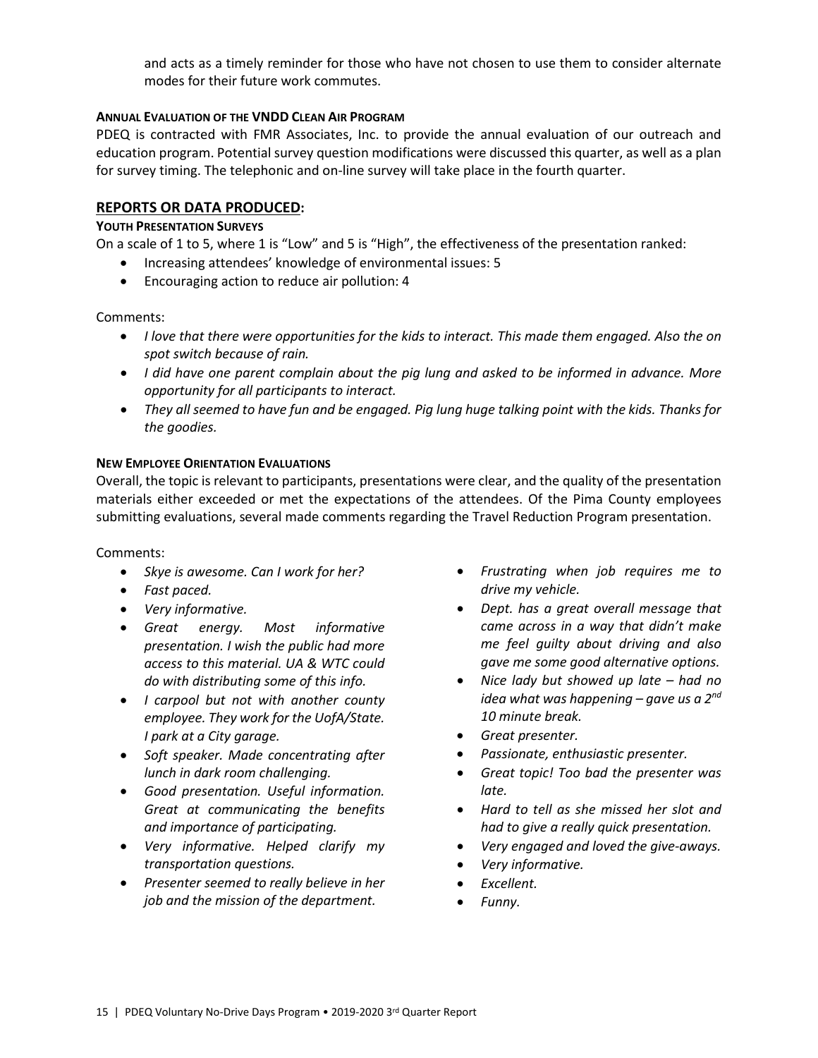and acts as a timely reminder for those who have not chosen to use them to consider alternate modes for their future work commutes.

#### ANNUAL EVALUATION OF THE VNDD CLEAN AIR PROGRAM

PDEQ is contracted with FMR Associates, Inc. to provide the annual evaluation of our outreach and education program. Potential survey question modifications were discussed this quarter, as well as a plan for survey timing. The telephonic and on-line survey will take place in the fourth quarter.

## REPORTS OR DATA PRODUCED:

#### YOUTH PRESENTATION SURVEYS

On a scale of 1 to 5, where 1 is "Low" and 5 is "High", the effectiveness of the presentation ranked:

- Increasing attendees' knowledge of environmental issues: 5
- Encouraging action to reduce air pollution: 4

Comments:

- *I love that there were opportunities for the kids to interact. This made them engaged. Also the on spot switch because of rain.*
- *I did have one parent complain about the pig lung and asked to be informed in advance. More opportunity for all participants to interact.*
- *They all seemed to have fun and be engaged. Pig lung huge talking point with the kids. Thanks for the goodies.*

#### NEW EMPLOYEE ORIENTATION EVALUATIONS

Overall, the topic is relevant to participants, presentations were clear, and the quality of the presentation materials either exceeded or met the expectations of the attendees. Of the Pima County employees submitting evaluations, several made comments regarding the Travel Reduction Program presentation.

Comments:

- *Skye is awesome. Can I work for her?*
- *Fast paced.*
- *Very informative.*
- *Great energy. Most informative presentation. I wish the public had more access to this material. UA & WTC could do with distributing some of this info.*
- *I carpool but not with another county employee. They work for the UofA/State. I park at a City garage.*
- *Soft speaker. Made concentrating after lunch in dark room challenging.*
- *Good presentation. Useful information. Great at communicating the benefits and importance of participating.*
- *Very informative. Helped clarify my transportation questions.*
- *Presenter seemed to really believe in her job and the mission of the department.*
- *Frustrating when job requires me to drive my vehicle.*
- *Dept. has a great overall message that came across in a way that didn't make me feel guilty about driving and also gave me some good alternative options.*
- *Nice lady but showed up late – had no idea what was happening – gave us a 2nd 10 minute break.*
- *Great presenter.*
- *Passionate, enthusiastic presenter.*
- *Great topic! Too bad the presenter was late.*
- *Hard to tell as she missed her slot and had to give a really quick presentation.*
- *Very engaged and loved the give-aways.*
- *Very informative.*
- *Excellent.*
- *Funny.*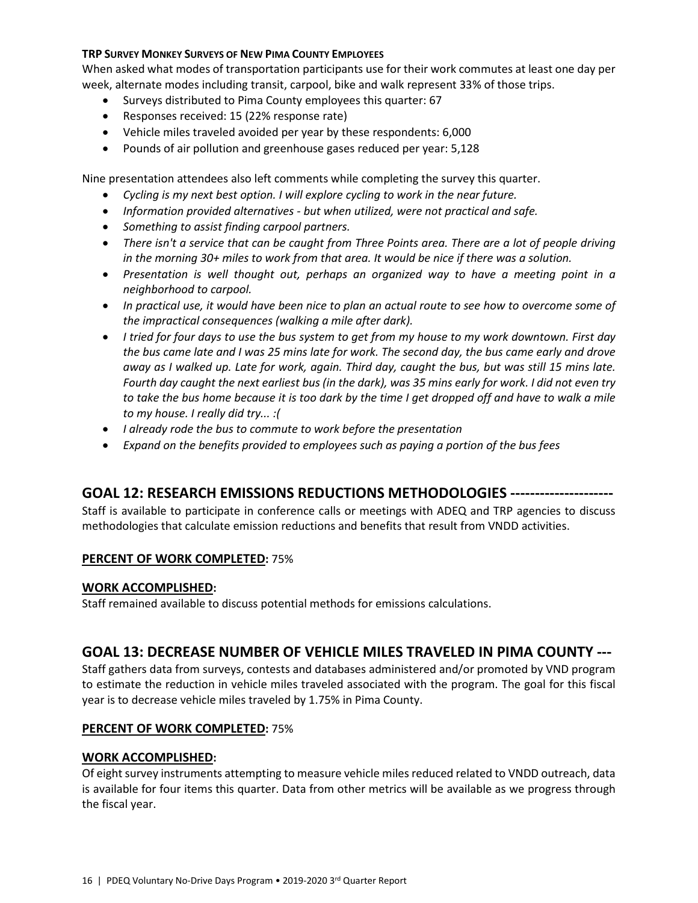**TRP SURVEY MONKEY SURVEYS OF NEW PIMA COUNTY EMPLOYEES**

When asked what modes of transportation participants use for their work commutes at least one day per week, alternate modes including transit, carpool, bike and walk represent 33% of those trips.

- Surveys distributed to Pima County employees this quarter: 67
- Responses received: 15 (22% response rate)
- Vehicle miles traveled avoided per year by these respondents: 6,000
- Pounds of air pollution and greenhouse gases reduced per year: 5,128

Nine presentation attendees also left comments while completing the survey this quarter.

- *Cycling is my next best option. I will explore cycling to work in the near future.*
- *Information provided alternatives - but when utilized, were not practical and safe.*
- *Something to assist finding carpool partners.*
- *There isn't a service that can be caught from Three Points area. There are a lot of people driving in the morning 30+ miles to work from that area. It would be nice if there was a solution.*
- *Presentation is well thought out, perhaps an organized way to have a meeting point in a neighborhood to carpool.*
- *In practical use, it would have been nice to plan an actual route to see how to overcome some of the impractical consequences (walking a mile after dark).*
- *I tried for four days to use the bus system to get from my house to my work downtown. First day the bus came late and I was 25 mins late for work. The second day, the bus came early and drove away as I walked up. Late for work, again. Third day, caught the bus, but was still 15 mins late. Fourth day caught the next earliest bus (in the dark), was 35 mins early for work. I did not even try to take the bus home because it is too dark by the time I get dropped off and have to walk a mile to my house. I really did try... :(*
- *I already rode the bus to commute to work before the presentation*
- *Expand on the benefits provided to employees such as paying a portion of the bus fees*

## GOAL 12: RESEARCH EMISSIONS REDUCTIONS METHODOLOGIES ---------------------

Staff is available to participate in conference calls or meetings with ADEQ and TRP agencies to discuss methodologies that calculate emission reductions and benefits that result from VNDD activities.

**PERCENT OF WORK COMPLETED:** 75%

**WORK ACCOMPLISHED:**

Staff remained available to discuss potential methods for emissions calculations.

## GOAL 13: DECREASE NUMBER OF VEHICLE MILES TRAVELED IN PIMA COUNTY ---

Staff gathers data from surveys, contests and databases administered and/or promoted by VND program to estimate the reduction in vehicle miles traveled associated with the program. The goal for this fiscal year is to decrease vehicle miles traveled by 1.75% in Pima County.

**PERCENT OF WORK COMPLETED:** 75%

**WORK ACCOMPLISHED:**

Of eight survey instruments attempting to measure vehicle miles reduced related to VNDD outreach, data is available for four items this quarter. Data from other metrics will be available as we progress through the fiscal year.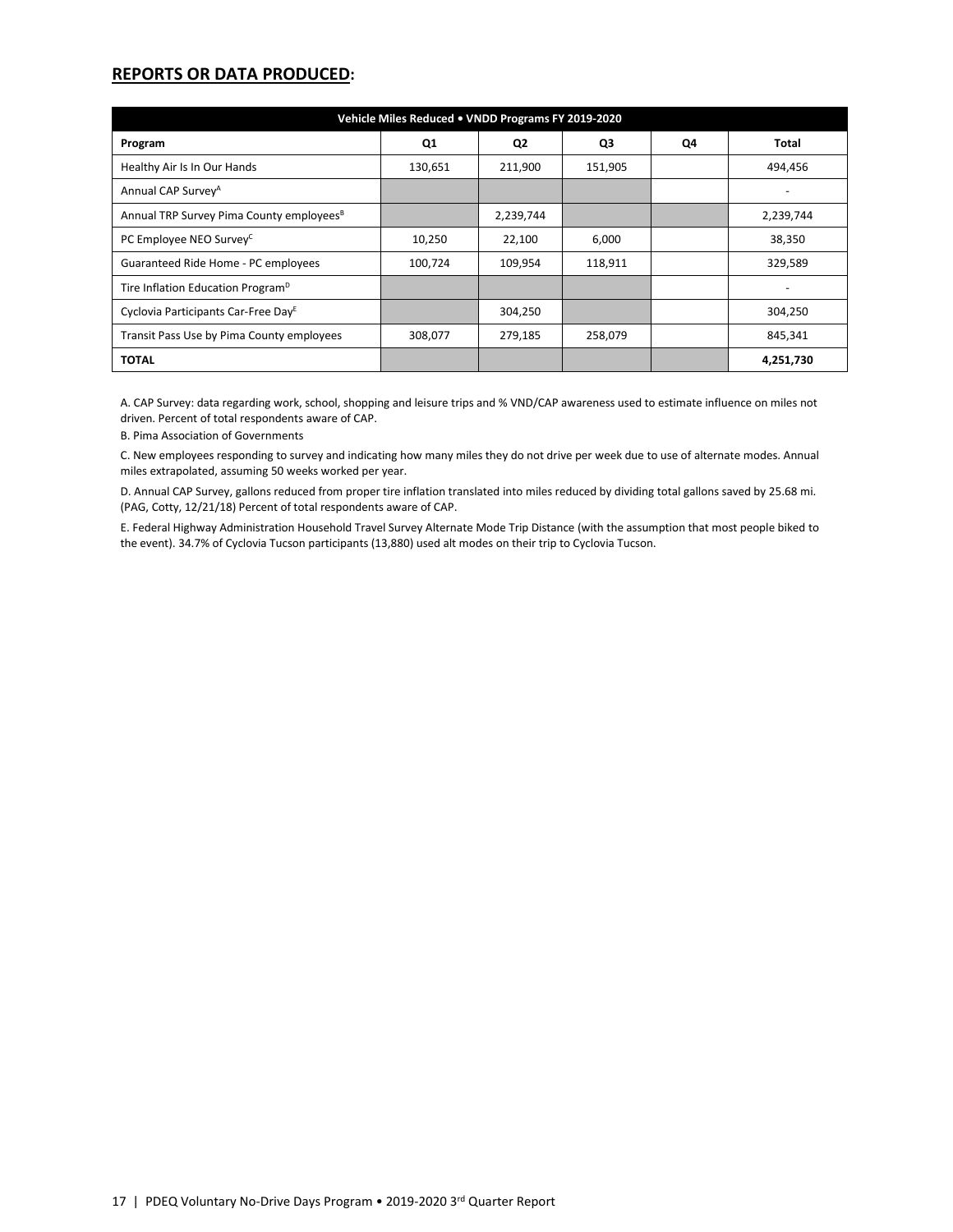## REPORTS OR DATA PRODUCED:

| Vehicle Miles Reduced • VNDD Programs FY 2019-2020 | | | | | |
|---|---|---|---|---|---|
| **Program** | **Q1** | **Q2** | **Q3** | **Q4** | **Total** |
| Healthy Air Is In Our Hands | 130,651 | 211,900 | 151,905 | | 494,456 |
| Annual CAP Survey[A] | | | | | - |
| Annual TRP Survey Pima County employees[B] | | 2,239,744 | | | 2,239,744 |
| PC Employee NEO Survey[C] | 10,250 | 22,100 | 6,000 | | 38,350 |
| Guaranteed Ride Home - PC employees | 100,724 | 109,954 | 118,911 | | 329,589 |
| Tire Inflation Education Program[D] | | | | | - |
| Cyclovia Participants Car-Free Day[E] | | 304,250 | | | 304,250 |
| Transit Pass Use by Pima County employees | 308,077 | 279,185 | 258,079 | | 845,341 |
| **TOTAL** | | | | | **4,251,730** |

A. CAP Survey: data regarding work, school, shopping and leisure trips and % VND/CAP awareness used to estimate influence on miles not driven. Percent of total respondents aware of CAP.

B. Pima Association of Governments

C. New employees responding to survey and indicating how many miles they do not drive per week due to use of alternate modes. Annual miles extrapolated, assuming 50 weeks worked per year.

D. Annual CAP Survey, gallons reduced from proper tire inflation translated into miles reduced by dividing total gallons saved by 25.68 mi. (PAG, Cotty, 12/21/18) Percent of total respondents aware of CAP.

E. Federal Highway Administration Household Travel Survey Alternate Mode Trip Distance (with the assumption that most people biked to the event). 34.7% of Cyclovia Tucson participants (13,880) used alt modes on their trip to Cyclovia Tucson.